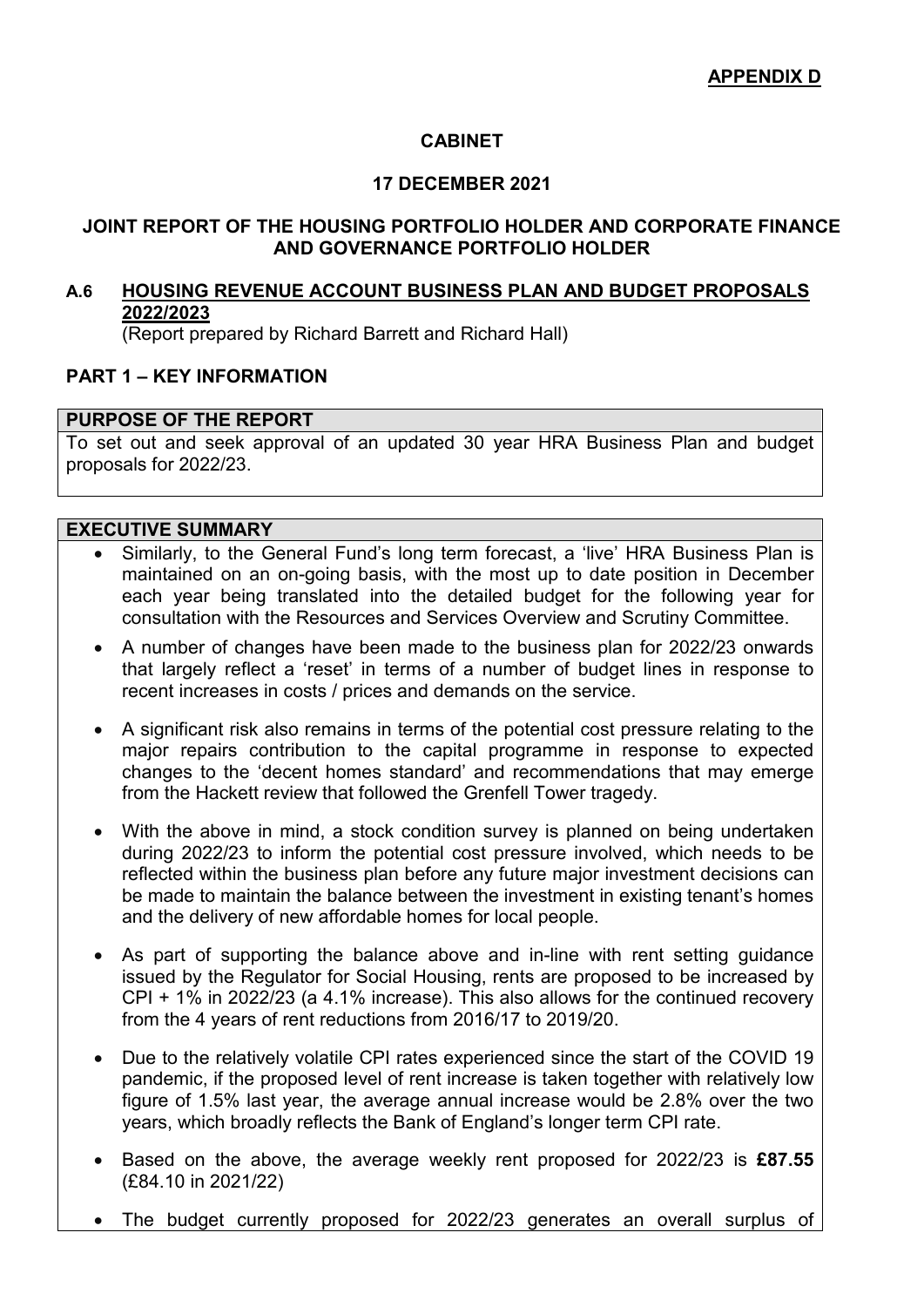**APPENDIX D**

**CABINET**

**17 DECEMBER 2021**

**JOINT REPORT OF THE HOUSING PORTFOLIO HOLDER AND CORPORATE FINANCE AND GOVERNANCE PORTFOLIO HOLDER**

## A.6 HOUSING REVENUE ACCOUNT BUSINESS PLAN AND BUDGET PROPOSALS 2022/2023

(Report prepared by Richard Barrett and Richard Hall)

## PART 1 – KEY INFORMATION

### PURPOSE OF THE REPORT

To set out and seek approval of an updated 30 year HRA Business Plan and budget proposals for 2022/23.

### EXECUTIVE SUMMARY

- Similarly, to the General Fund's long term forecast, a 'live' HRA Business Plan is maintained on an on-going basis, with the most up to date position in December each year being translated into the detailed budget for the following year for consultation with the Resources and Services Overview and Scrutiny Committee.
- A number of changes have been made to the business plan for 2022/23 onwards that largely reflect a 'reset' in terms of a number of budget lines in response to recent increases in costs / prices and demands on the service.
- A significant risk also remains in terms of the potential cost pressure relating to the major repairs contribution to the capital programme in response to expected changes to the 'decent homes standard' and recommendations that may emerge from the Hackett review that followed the Grenfell Tower tragedy.
- With the above in mind, a stock condition survey is planned on being undertaken during 2022/23 to inform the potential cost pressure involved, which needs to be reflected within the business plan before any future major investment decisions can be made to maintain the balance between the investment in existing tenant's homes and the delivery of new affordable homes for local people.
- As part of supporting the balance above and in-line with rent setting guidance issued by the Regulator for Social Housing, rents are proposed to be increased by CPI + 1% in 2022/23 (a 4.1% increase). This also allows for the continued recovery from the 4 years of rent reductions from 2016/17 to 2019/20.
- Due to the relatively volatile CPI rates experienced since the start of the COVID 19 pandemic, if the proposed level of rent increase is taken together with relatively low figure of 1.5% last year, the average annual increase would be 2.8% over the two years, which broadly reflects the Bank of England's longer term CPI rate.
- Based on the above, the average weekly rent proposed for 2022/23 is **£87.55** (£84.10 in 2021/22)
- The budget currently proposed for 2022/23 generates an overall surplus of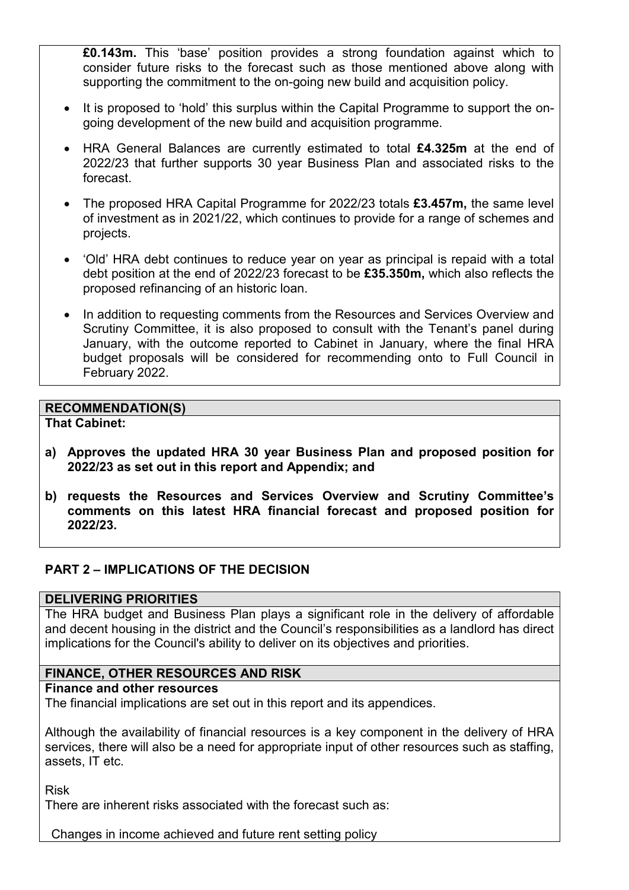**£0.143m.** This 'base' position provides a strong foundation against which to consider future risks to the forecast such as those mentioned above along with supporting the commitment to the on-going new build and acquisition policy.

- It is proposed to 'hold' this surplus within the Capital Programme to support the on-going development of the new build and acquisition programme.
- HRA General Balances are currently estimated to total **£4.325m** at the end of 2022/23 that further supports 30 year Business Plan and associated risks to the forecast.
- The proposed HRA Capital Programme for 2022/23 totals **£3.457m,** the same level of investment as in 2021/22, which continues to provide for a range of schemes and projects.
- 'Old' HRA debt continues to reduce year on year as principal is repaid with a total debt position at the end of 2022/23 forecast to be **£35.350m,** which also reflects the proposed refinancing of an historic loan.
- In addition to requesting comments from the Resources and Services Overview and Scrutiny Committee, it is also proposed to consult with the Tenant's panel during January, with the outcome reported to Cabinet in January, where the final HRA budget proposals will be considered for recommending onto to Full Council in February 2022.

**RECOMMENDATION(S)**

**That Cabinet:**

**a) Approves the updated HRA 30 year Business Plan and proposed position for 2022/23 as set out in this report and Appendix; and**

**b) requests the Resources and Services Overview and Scrutiny Committee's comments on this latest HRA financial forecast and proposed position for 2022/23.**

## PART 2 – IMPLICATIONS OF THE DECISION

**DELIVERING PRIORITIES**

The HRA budget and Business Plan plays a significant role in the delivery of affordable and decent housing in the district and the Council's responsibilities as a landlord has direct implications for the Council's ability to deliver on its objectives and priorities.

**FINANCE, OTHER RESOURCES AND RISK**

**Finance and other resources**

The financial implications are set out in this report and its appendices.

Although the availability of financial resources is a key component in the delivery of HRA services, there will also be a need for appropriate input of other resources such as staffing, assets, IT etc.

Risk

There are inherent risks associated with the forecast such as:

Changes in income achieved and future rent setting policy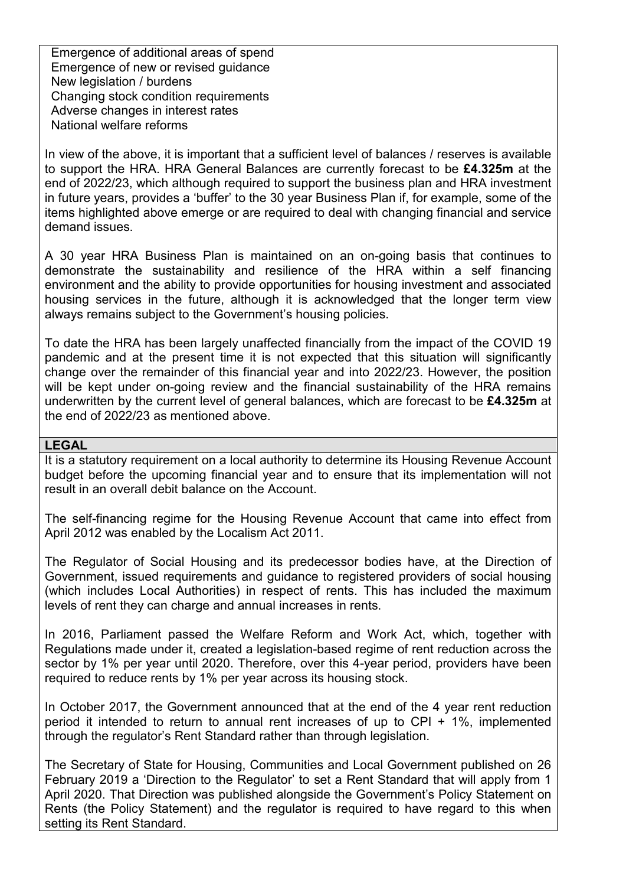- Emergence of additional areas of spend
- Emergence of new or revised guidance
- New legislation / burdens
- Changing stock condition requirements
- Adverse changes in interest rates
- National welfare reforms

In view of the above, it is important that a sufficient level of balances / reserves is available to support the HRA. HRA General Balances are currently forecast to be **£4.325m** at the end of 2022/23, which although required to support the business plan and HRA investment in future years, provides a 'buffer' to the 30 year Business Plan if, for example, some of the items highlighted above emerge or are required to deal with changing financial and service demand issues.

A 30 year HRA Business Plan is maintained on an on-going basis that continues to demonstrate the sustainability and resilience of the HRA within a self financing environment and the ability to provide opportunities for housing investment and associated housing services in the future, although it is acknowledged that the longer term view always remains subject to the Government's housing policies.

To date the HRA has been largely unaffected financially from the impact of the COVID 19 pandemic and at the present time it is not expected that this situation will significantly change over the remainder of this financial year and into 2022/23. However, the position will be kept under on-going review and the financial sustainability of the HRA remains underwritten by the current level of general balances, which are forecast to be **£4.325m** at the end of 2022/23 as mentioned above.

## LEGAL

It is a statutory requirement on a local authority to determine its Housing Revenue Account budget before the upcoming financial year and to ensure that its implementation will not result in an overall debit balance on the Account.

The self-financing regime for the Housing Revenue Account that came into effect from April 2012 was enabled by the Localism Act 2011.

The Regulator of Social Housing and its predecessor bodies have, at the Direction of Government, issued requirements and guidance to registered providers of social housing (which includes Local Authorities) in respect of rents. This has included the maximum levels of rent they can charge and annual increases in rents.

In 2016, Parliament passed the Welfare Reform and Work Act, which, together with Regulations made under it, created a legislation-based regime of rent reduction across the sector by 1% per year until 2020. Therefore, over this 4-year period, providers have been required to reduce rents by 1% per year across its housing stock.

In October 2017, the Government announced that at the end of the 4 year rent reduction period it intended to return to annual rent increases of up to CPI + 1%, implemented through the regulator's Rent Standard rather than through legislation.

The Secretary of State for Housing, Communities and Local Government published on 26 February 2019 a 'Direction to the Regulator' to set a Rent Standard that will apply from 1 April 2020. That Direction was published alongside the Government's Policy Statement on Rents (the Policy Statement) and the regulator is required to have regard to this when setting its Rent Standard.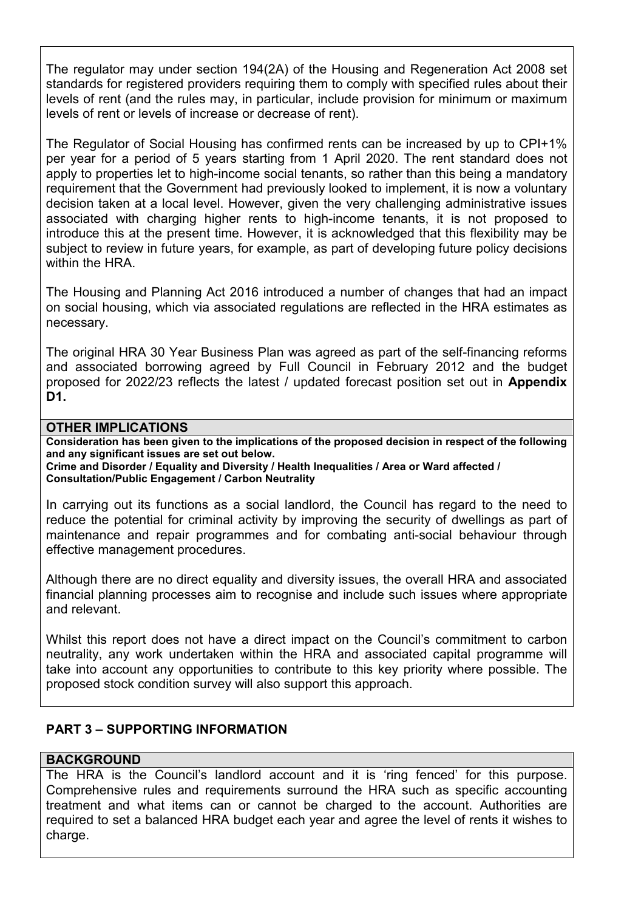The regulator may under section 194(2A) of the Housing and Regeneration Act 2008 set standards for registered providers requiring them to comply with specified rules about their levels of rent (and the rules may, in particular, include provision for minimum or maximum levels of rent or levels of increase or decrease of rent).

The Regulator of Social Housing has confirmed rents can be increased by up to CPI+1% per year for a period of 5 years starting from 1 April 2020. The rent standard does not apply to properties let to high-income social tenants, so rather than this being a mandatory requirement that the Government had previously looked to implement, it is now a voluntary decision taken at a local level. However, given the very challenging administrative issues associated with charging higher rents to high-income tenants, it is not proposed to introduce this at the present time. However, it is acknowledged that this flexibility may be subject to review in future years, for example, as part of developing future policy decisions within the HRA.

The Housing and Planning Act 2016 introduced a number of changes that had an impact on social housing, which via associated regulations are reflected in the HRA estimates as necessary.

The original HRA 30 Year Business Plan was agreed as part of the self-financing reforms and associated borrowing agreed by Full Council in February 2012 and the budget proposed for 2022/23 reflects the latest / updated forecast position set out in **Appendix D1.**

## OTHER IMPLICATIONS

**Consideration has been given to the implications of the proposed decision in respect of the following and any significant issues are set out below.**
**Crime and Disorder / Equality and Diversity / Health Inequalities / Area or Ward affected / Consultation/Public Engagement / Carbon Neutrality**

In carrying out its functions as a social landlord, the Council has regard to the need to reduce the potential for criminal activity by improving the security of dwellings as part of maintenance and repair programmes and for combating anti-social behaviour through effective management procedures.

Although there are no direct equality and diversity issues, the overall HRA and associated financial planning processes aim to recognise and include such issues where appropriate and relevant.

Whilst this report does not have a direct impact on the Council's commitment to carbon neutrality, any work undertaken within the HRA and associated capital programme will take into account any opportunities to contribute to this key priority where possible. The proposed stock condition survey will also support this approach.

## PART 3 – SUPPORTING INFORMATION

### BACKGROUND

The HRA is the Council's landlord account and it is 'ring fenced' for this purpose. Comprehensive rules and requirements surround the HRA such as specific accounting treatment and what items can or cannot be charged to the account. Authorities are required to set a balanced HRA budget each year and agree the level of rents it wishes to charge.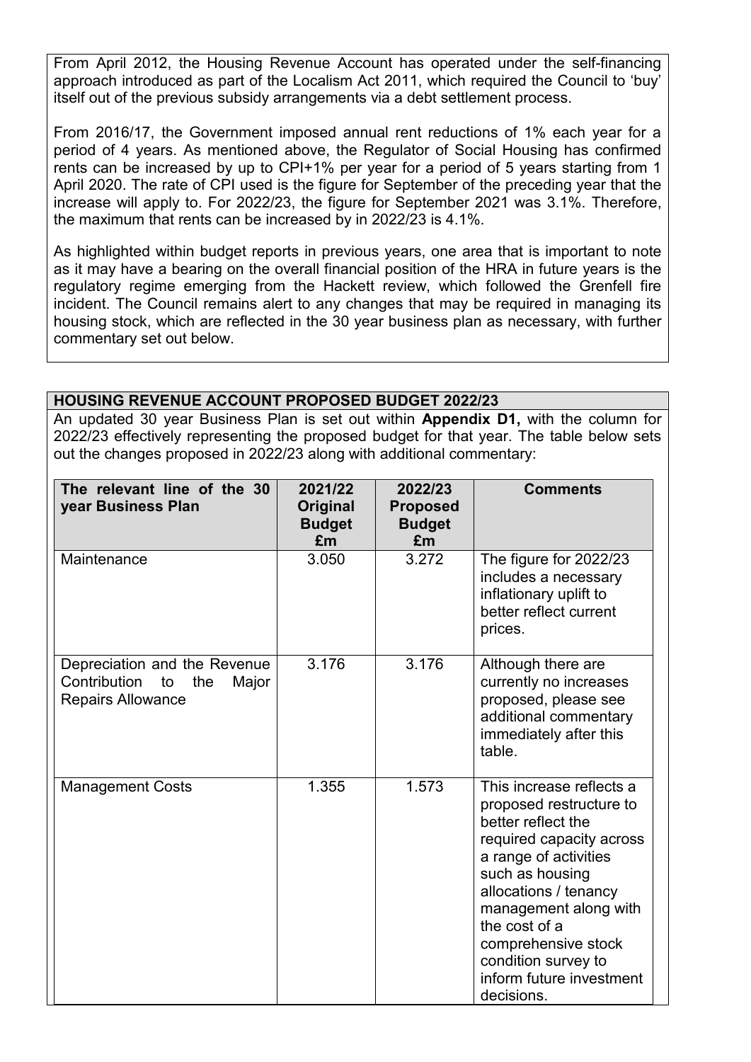From April 2012, the Housing Revenue Account has operated under the self-financing approach introduced as part of the Localism Act 2011, which required the Council to 'buy' itself out of the previous subsidy arrangements via a debt settlement process.

From 2016/17, the Government imposed annual rent reductions of 1% each year for a period of 4 years. As mentioned above, the Regulator of Social Housing has confirmed rents can be increased by up to CPI+1% per year for a period of 5 years starting from 1 April 2020. The rate of CPI used is the figure for September of the preceding year that the increase will apply to. For 2022/23, the figure for September 2021 was 3.1%. Therefore, the maximum that rents can be increased by in 2022/23 is 4.1%.

As highlighted within budget reports in previous years, one area that is important to note as it may have a bearing on the overall financial position of the HRA in future years is the regulatory regime emerging from the Hackett review, which followed the Grenfell fire incident. The Council remains alert to any changes that may be required in managing its housing stock, which are reflected in the 30 year business plan as necessary, with further commentary set out below.

## HOUSING REVENUE ACCOUNT PROPOSED BUDGET 2022/23

An updated 30 year Business Plan is set out within **Appendix D1,** with the column for 2022/23 effectively representing the proposed budget for that year. The table below sets out the changes proposed in 2022/23 along with additional commentary:

| The relevant line of the 30 year Business Plan | 2021/22 Original Budget £m | 2022/23 Proposed Budget £m | Comments |
|---|---|---|---|
| Maintenance | 3.050 | 3.272 | The figure for 2022/23 includes a necessary inflationary uplift to better reflect current prices. |
| Depreciation and the Revenue Contribution to the Major Repairs Allowance | 3.176 | 3.176 | Although there are currently no increases proposed, please see additional commentary immediately after this table. |
| Management Costs | 1.355 | 1.573 | This increase reflects a proposed restructure to better reflect the required capacity across a range of activities such as housing allocations / tenancy management along with the cost of a comprehensive stock condition survey to inform future investment decisions. |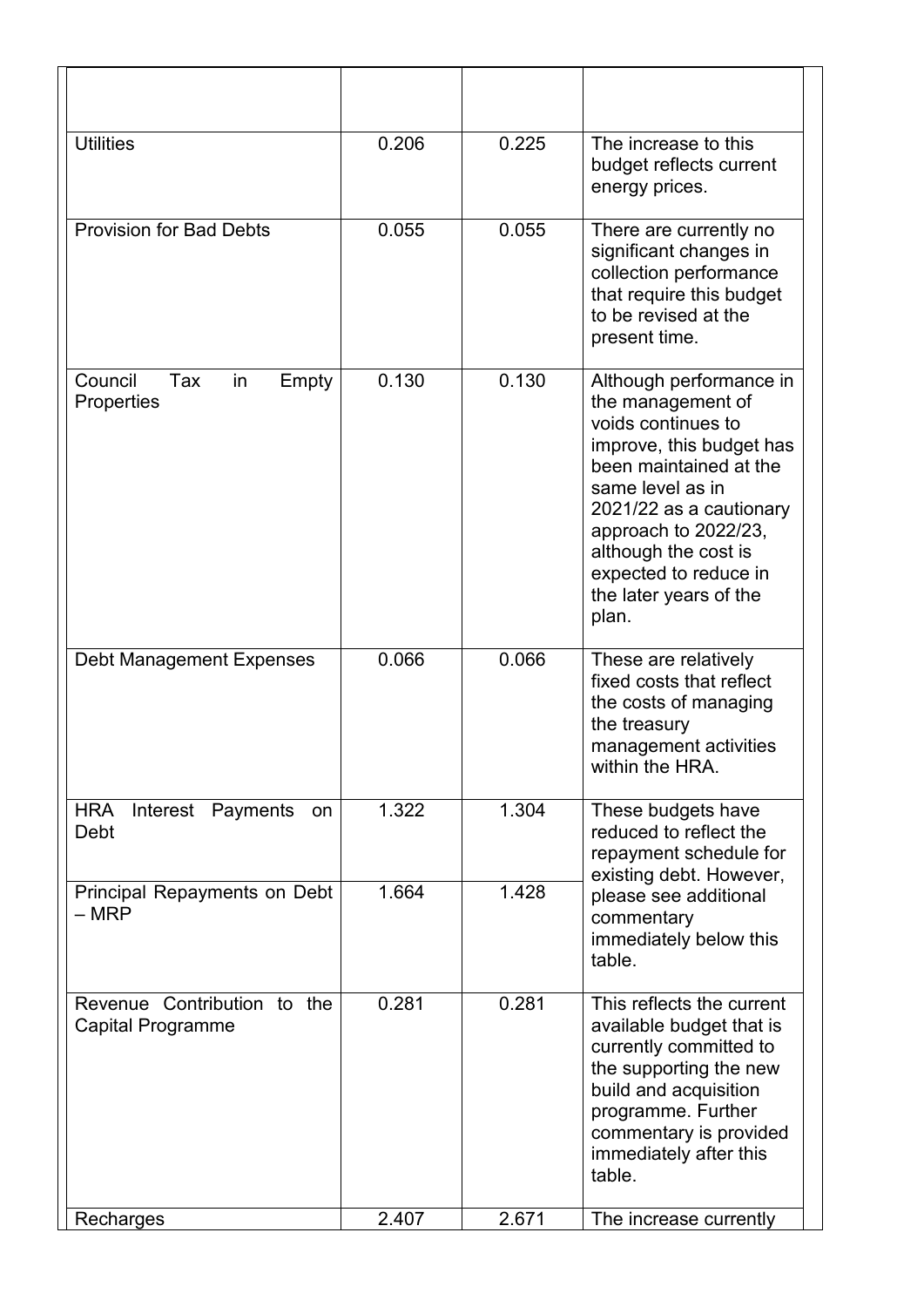| | | | |
|---|---|---|---|
| Utilities | 0.206 | 0.225 | The increase to this budget reflects current energy prices. |
| Provision for Bad Debts | 0.055 | 0.055 | There are currently no significant changes in collection performance that require this budget to be revised at the present time. |
| Council Tax in Empty Properties | 0.130 | 0.130 | Although performance in the management of voids continues to improve, this budget has been maintained at the same level as in 2021/22 as a cautionary approach to 2022/23, although the cost is expected to reduce in the later years of the plan. |
| Debt Management Expenses | 0.066 | 0.066 | These are relatively fixed costs that reflect the costs of managing the treasury management activities within the HRA. |
| HRA Interest Payments on Debt | 1.322 | 1.304 | These budgets have reduced to reflect the repayment schedule for existing debt. However, please see additional commentary immediately below this table. |
| Principal Repayments on Debt – MRP | 1.664 | 1.428 | |
| Revenue Contribution to the Capital Programme | 0.281 | 0.281 | This reflects the current available budget that is currently committed to the supporting the new build and acquisition programme. Further commentary is provided immediately after this table. |
| Recharges | 2.407 | 2.671 | The increase currently |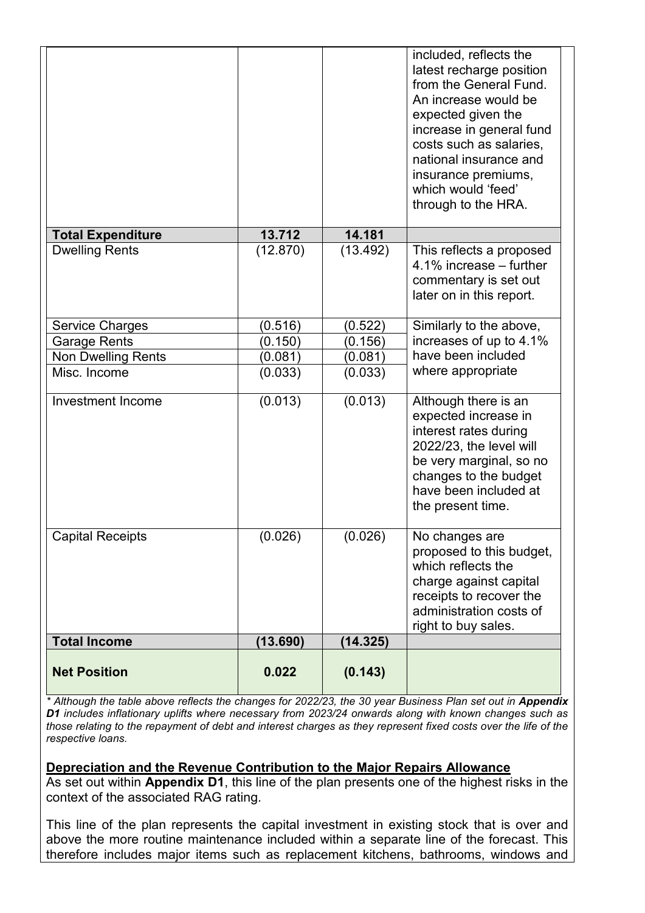| | | | |
|---|---|---|---|
| | | | included, reflects the latest recharge position from the General Fund. An increase would be expected given the increase in general fund costs such as salaries, national insurance and insurance premiums, which would 'feed' through to the HRA. |
| **Total Expenditure** | **13.712** | **14.181** | |
| Dwelling Rents | (12.870) | (13.492) | This reflects a proposed 4.1% increase – further commentary is set out later on in this report. |
| Service Charges | (0.516) | (0.522) | Similarly to the above, increases of up to 4.1% have been included where appropriate |
| Garage Rents | (0.150) | (0.156) | |
| Non Dwelling Rents | (0.081) | (0.081) | |
| Misc. Income | (0.033) | (0.033) | |
| Investment Income | (0.013) | (0.013) | Although there is an expected increase in interest rates during 2022/23, the level will be very marginal, so no changes to the budget have been included at the present time. |
| Capital Receipts | (0.026) | (0.026) | No changes are proposed to this budget, which reflects the charge against capital receipts to recover the administration costs of right to buy sales. |
| **Total Income** | **(13.690)** | **(14.325)** | |
| **Net Position** | **0.022** | **(0.143)** | |

*\* Although the table above reflects the changes for 2022/23, the 30 year Business Plan set out in **Appendix D1** includes inflationary uplifts where necessary from 2023/24 onwards along with known changes such as those relating to the repayment of debt and interest charges as they represent fixed costs over the life of the respective loans.*

**Depreciation and the Revenue Contribution to the Major Repairs Allowance**

As set out within **Appendix D1**, this line of the plan presents one of the highest risks in the context of the associated RAG rating.

This line of the plan represents the capital investment in existing stock that is over and above the more routine maintenance included within a separate line of the forecast. This therefore includes major items such as replacement kitchens, bathrooms, windows and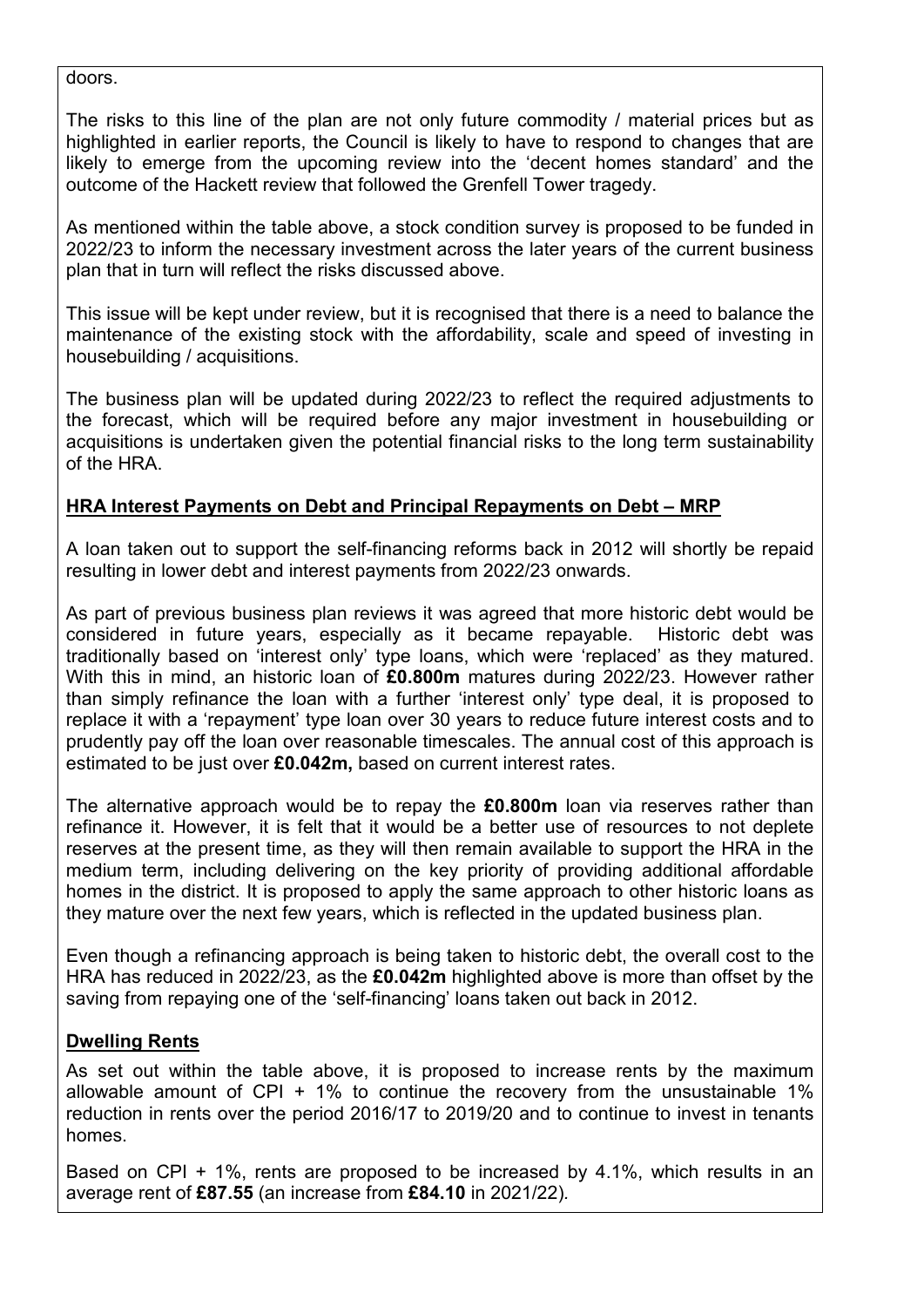doors.

The risks to this line of the plan are not only future commodity / material prices but as highlighted in earlier reports, the Council is likely to have to respond to changes that are likely to emerge from the upcoming review into the 'decent homes standard' and the outcome of the Hackett review that followed the Grenfell Tower tragedy.

As mentioned within the table above, a stock condition survey is proposed to be funded in 2022/23 to inform the necessary investment across the later years of the current business plan that in turn will reflect the risks discussed above.

This issue will be kept under review, but it is recognised that there is a need to balance the maintenance of the existing stock with the affordability, scale and speed of investing in housebuilding / acquisitions.

The business plan will be updated during 2022/23 to reflect the required adjustments to the forecast, which will be required before any major investment in housebuilding or acquisitions is undertaken given the potential financial risks to the long term sustainability of the HRA.

**HRA Interest Payments on Debt and Principal Repayments on Debt – MRP**

A loan taken out to support the self-financing reforms back in 2012 will shortly be repaid resulting in lower debt and interest payments from 2022/23 onwards.

As part of previous business plan reviews it was agreed that more historic debt would be considered in future years, especially as it became repayable. Historic debt was traditionally based on 'interest only' type loans, which were 'replaced' as they matured. With this in mind, an historic loan of **£0.800m** matures during 2022/23. However rather than simply refinance the loan with a further 'interest only' type deal, it is proposed to replace it with a 'repayment' type loan over 30 years to reduce future interest costs and to prudently pay off the loan over reasonable timescales. The annual cost of this approach is estimated to be just over **£0.042m,** based on current interest rates.

The alternative approach would be to repay the **£0.800m** loan via reserves rather than refinance it. However, it is felt that it would be a better use of resources to not deplete reserves at the present time, as they will then remain available to support the HRA in the medium term, including delivering on the key priority of providing additional affordable homes in the district. It is proposed to apply the same approach to other historic loans as they mature over the next few years, which is reflected in the updated business plan.

Even though a refinancing approach is being taken to historic debt, the overall cost to the HRA has reduced in 2022/23, as the **£0.042m** highlighted above is more than offset by the saving from repaying one of the 'self-financing' loans taken out back in 2012.

**Dwelling Rents**

As set out within the table above, it is proposed to increase rents by the maximum allowable amount of CPI + 1% to continue the recovery from the unsustainable 1% reduction in rents over the period 2016/17 to 2019/20 and to continue to invest in tenants homes.

Based on CPI + 1%, rents are proposed to be increased by 4.1%, which results in an average rent of **£87.55** (an increase from **£84.10** in 2021/22).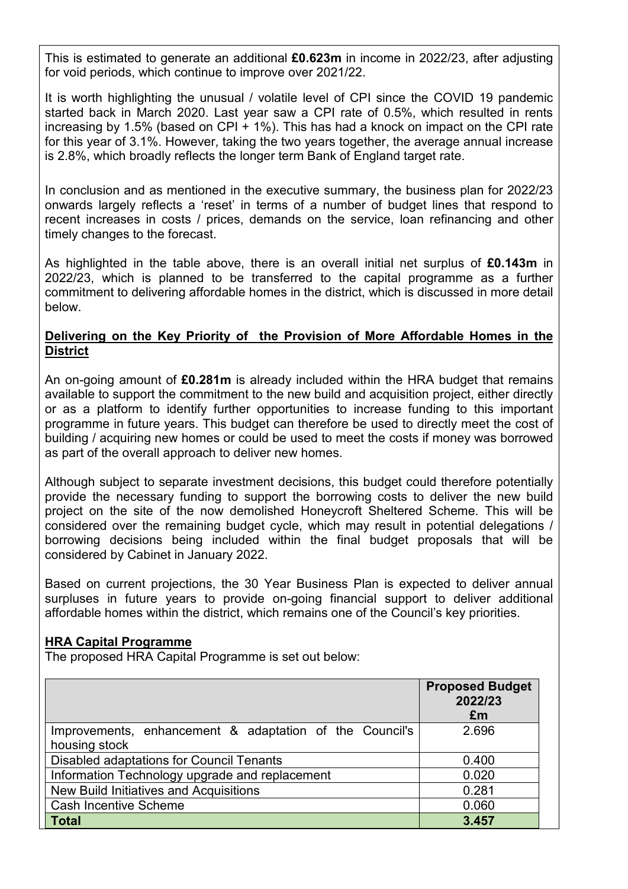This is estimated to generate an additional **£0.623m** in income in 2022/23, after adjusting for void periods, which continue to improve over 2021/22.

It is worth highlighting the unusual / volatile level of CPI since the COVID 19 pandemic started back in March 2020. Last year saw a CPI rate of 0.5%, which resulted in rents increasing by 1.5% (based on CPI + 1%). This has had a knock on impact on the CPI rate for this year of 3.1%. However, taking the two years together, the average annual increase is 2.8%, which broadly reflects the longer term Bank of England target rate.

In conclusion and as mentioned in the executive summary, the business plan for 2022/23 onwards largely reflects a 'reset' in terms of a number of budget lines that respond to recent increases in costs / prices, demands on the service, loan refinancing and other timely changes to the forecast.

As highlighted in the table above, there is an overall initial net surplus of **£0.143m** in 2022/23, which is planned to be transferred to the capital programme as a further commitment to delivering affordable homes in the district, which is discussed in more detail below.

**Delivering on the Key Priority of the Provision of More Affordable Homes in the District**

An on-going amount of **£0.281m** is already included within the HRA budget that remains available to support the commitment to the new build and acquisition project, either directly or as a platform to identify further opportunities to increase funding to this important programme in future years. This budget can therefore be used to directly meet the cost of building / acquiring new homes or could be used to meet the costs if money was borrowed as part of the overall approach to deliver new homes.

Although subject to separate investment decisions, this budget could therefore potentially provide the necessary funding to support the borrowing costs to deliver the new build project on the site of the now demolished Honeycroft Sheltered Scheme. This will be considered over the remaining budget cycle, which may result in potential delegations / borrowing decisions being included within the final budget proposals that will be considered by Cabinet in January 2022.

Based on current projections, the 30 Year Business Plan is expected to deliver annual surpluses in future years to provide on-going financial support to deliver additional affordable homes within the district, which remains one of the Council's key priorities.

**HRA Capital Programme**

The proposed HRA Capital Programme is set out below:

| | **Proposed Budget 2022/23 £m** |
|---|---|
| Improvements, enhancement & adaptation of the Council's housing stock | 2.696 |
| Disabled adaptations for Council Tenants | 0.400 |
| Information Technology upgrade and replacement | 0.020 |
| New Build Initiatives and Acquisitions | 0.281 |
| Cash Incentive Scheme | 0.060 |
| **Total** | **3.457** |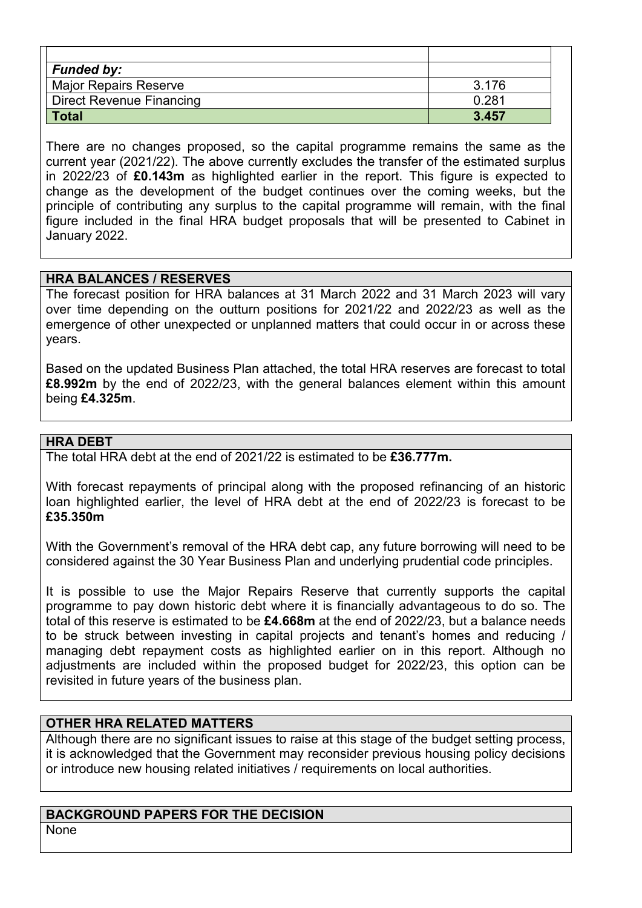| | |
|---|---|
| *Funded by:* | |
| Major Repairs Reserve | 3.176 |
| Direct Revenue Financing | 0.281 |
| **Total** | **3.457** |

There are no changes proposed, so the capital programme remains the same as the current year (2021/22). The above currently excludes the transfer of the estimated surplus in 2022/23 of **£0.143m** as highlighted earlier in the report. This figure is expected to change as the development of the budget continues over the coming weeks, but the principle of contributing any surplus to the capital programme will remain, with the final figure included in the final HRA budget proposals that will be presented to Cabinet in January 2022.

## HRA BALANCES / RESERVES

The forecast position for HRA balances at 31 March 2022 and 31 March 2023 will vary over time depending on the outturn positions for 2021/22 and 2022/23 as well as the emergence of other unexpected or unplanned matters that could occur in or across these years.

Based on the updated Business Plan attached, the total HRA reserves are forecast to total **£8.992m** by the end of 2022/23, with the general balances element within this amount being **£4.325m**.

## HRA DEBT

The total HRA debt at the end of 2021/22 is estimated to be **£36.777m.**

With forecast repayments of principal along with the proposed refinancing of an historic loan highlighted earlier, the level of HRA debt at the end of 2022/23 is forecast to be **£35.350m**

With the Government's removal of the HRA debt cap, any future borrowing will need to be considered against the 30 Year Business Plan and underlying prudential code principles.

It is possible to use the Major Repairs Reserve that currently supports the capital programme to pay down historic debt where it is financially advantageous to do so. The total of this reserve is estimated to be **£4.668m** at the end of 2022/23, but a balance needs to be struck between investing in capital projects and tenant's homes and reducing / managing debt repayment costs as highlighted earlier on in this report. Although no adjustments are included within the proposed budget for 2022/23, this option can be revisited in future years of the business plan.

## OTHER HRA RELATED MATTERS

Although there are no significant issues to raise at this stage of the budget setting process, it is acknowledged that the Government may reconsider previous housing policy decisions or introduce new housing related initiatives / requirements on local authorities.

## BACKGROUND PAPERS FOR THE DECISION

None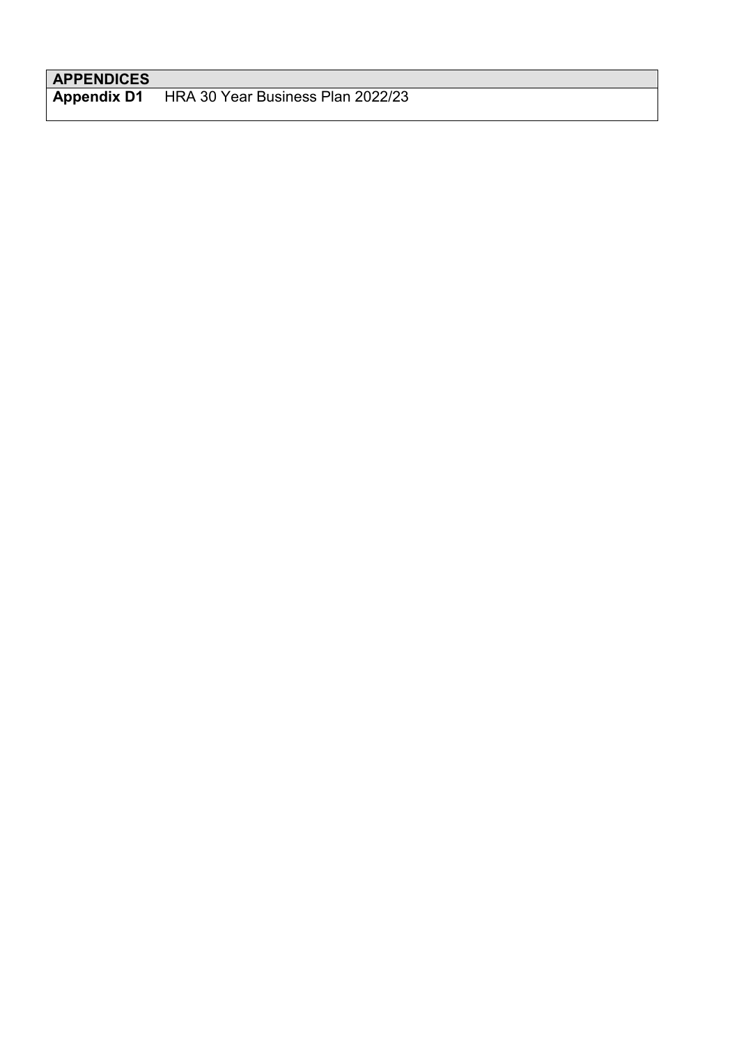| APPENDICES | |
| --- | --- |
| **Appendix D1** | HRA 30 Year Business Plan 2022/23 |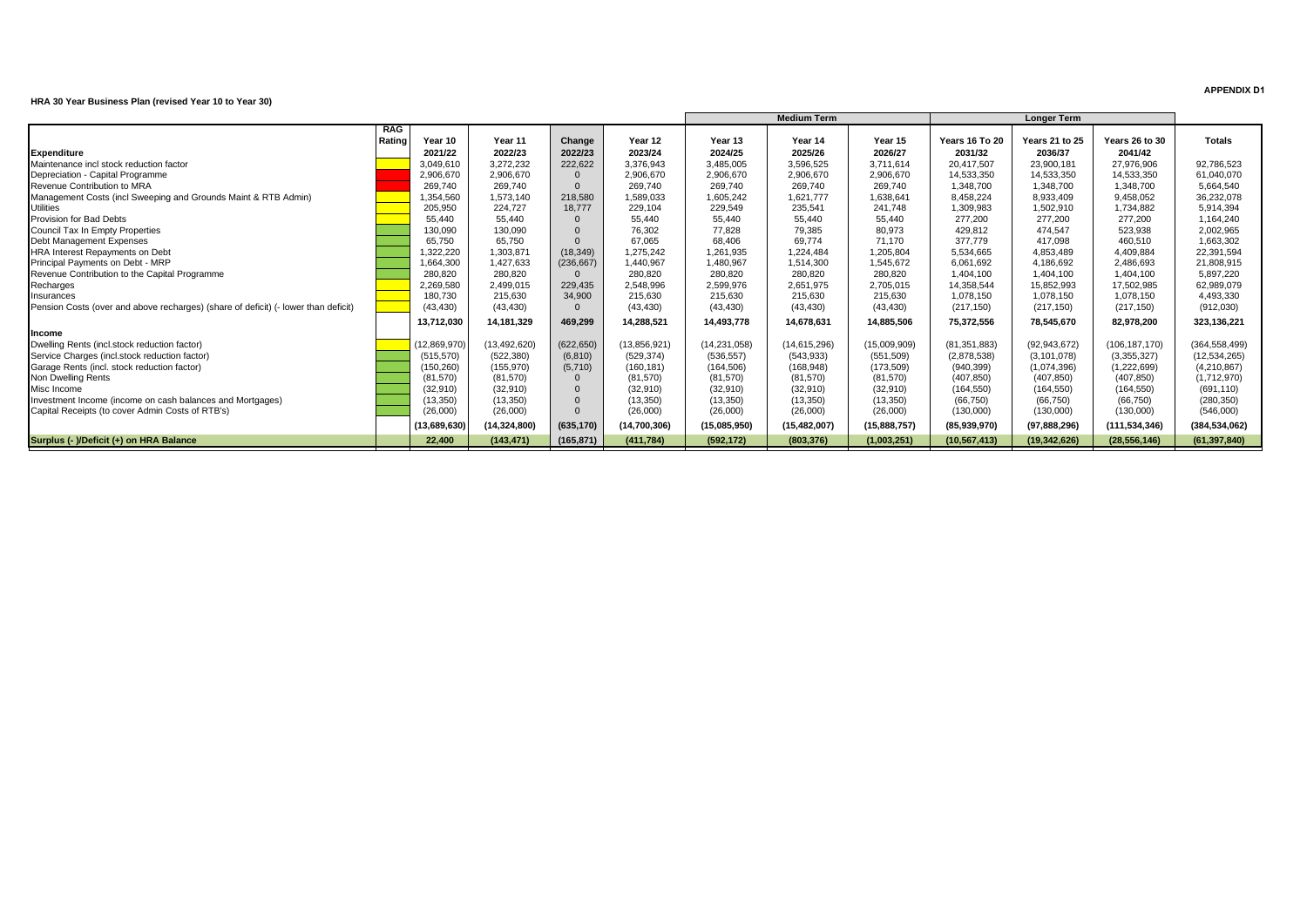**APPENDIX D1**

**HRA 30 Year Business Plan (revised Year 10 to Year 30)**

| | | | | | | Medium Term | | | Longer Term | | | |
|---|---|---|---|---|---|---|---|---|---|---|---|---|
| **Expenditure** | **RAG Rating** | **Year 10 2021/22** | **Year 11 2022/23** | **Change 2022/23** | **Year 12 2023/24** | **Year 13 2024/25** | **Year 14 2025/26** | **Year 15 2026/27** | **Years 16 To 20 2031/32** | **Years 21 to 25 2036/37** | **Years 26 to 30 2041/42** | **Totals** |
| Maintenance incl stock reduction factor | | 3,049,610 | 3,272,232 | 222,622 | 3,376,943 | 3,485,005 | 3,596,525 | 3,711,614 | 20,417,507 | 23,900,181 | 27,976,906 | 92,786,523 |
| Depreciation - Capital Programme | | 2,906,670 | 2,906,670 | 0 | 2,906,670 | 2,906,670 | 2,906,670 | 2,906,670 | 14,533,350 | 14,533,350 | 14,533,350 | 61,040,070 |
| Revenue Contribution to MRA | | 269,740 | 269,740 | 0 | 269,740 | 269,740 | 269,740 | 269,740 | 1,348,700 | 1,348,700 | 1,348,700 | 5,664,540 |
| Management Costs (incl Sweeping and Grounds Maint & RTB Admin) | | 1,354,560 | 1,573,140 | 218,580 | 1,589,033 | 1,605,242 | 1,621,777 | 1,638,641 | 8,458,224 | 8,933,409 | 9,458,052 | 36,232,078 |
| Utilities | | 205,950 | 224,727 | 18,777 | 229,104 | 229,549 | 235,541 | 241,748 | 1,309,983 | 1,502,910 | 1,734,882 | 5,914,394 |
| Provision for Bad Debts | | 55,440 | 55,440 | 0 | 55,440 | 55,440 | 55,440 | 55,440 | 277,200 | 277,200 | 277,200 | 1,164,240 |
| Council Tax In Empty Properties | | 130,090 | 130,090 | 0 | 76,302 | 77,828 | 79,385 | 80,973 | 429,812 | 474,547 | 523,938 | 2,002,965 |
| Debt Management Expenses | | 65,750 | 65,750 | 0 | 67,065 | 68,406 | 69,774 | 71,170 | 377,779 | 417,098 | 460,510 | 1,663,302 |
| HRA Interest Repayments on Debt | | 1,322,220 | 1,303,871 | (18,349) | 1,275,242 | 1,261,935 | 1,224,484 | 1,205,804 | 5,534,665 | 4,853,489 | 4,409,884 | 22,391,594 |
| Principal Payments on Debt - MRP | | 1,664,300 | 1,427,633 | (236,667) | 1,440,967 | 1,480,967 | 1,514,300 | 1,545,672 | 6,061,692 | 4,186,692 | 2,486,693 | 21,808,915 |
| Revenue Contribution to the Capital Programme | | 280,820 | 280,820 | 0 | 280,820 | 280,820 | 280,820 | 280,820 | 1,404,100 | 1,404,100 | 1,404,100 | 5,897,220 |
| Recharges | | 2,269,580 | 2,499,015 | 229,435 | 2,548,996 | 2,599,976 | 2,651,975 | 2,705,015 | 14,358,544 | 15,852,993 | 17,502,985 | 62,989,079 |
| Insurances | | 180,730 | 215,630 | 34,900 | 215,630 | 215,630 | 215,630 | 215,630 | 1,078,150 | 1,078,150 | 1,078,150 | 4,493,330 |
| Pension Costs (over and above recharges) (share of deficit) (- lower than deficit) | | (43,430) | (43,430) | 0 | (43,430) | (43,430) | (43,430) | (43,430) | (217,150) | (217,150) | (217,150) | (912,030) |
| | | **13,712,030** | **14,181,329** | **469,299** | **14,288,521** | **14,493,778** | **14,678,631** | **14,885,506** | **75,372,556** | **78,545,670** | **82,978,200** | **323,136,221** |
| **Income** | | | | | | | | | | | | |
| Dwelling Rents (incl.stock reduction factor) | | (12,869,970) | (13,492,620) | (622,650) | (13,856,921) | (14,231,058) | (14,615,296) | (15,009,909) | (81,351,883) | (92,943,672) | (106,187,170) | (364,558,499) |
| Service Charges (incl.stock reduction factor) | | (515,570) | (522,380) | (6,810) | (529,374) | (536,557) | (543,933) | (551,509) | (2,878,538) | (3,101,078) | (3,355,327) | (12,534,265) |
| Garage Rents (incl. stock reduction factor) | | (150,260) | (155,970) | (5,710) | (160,181) | (164,506) | (168,948) | (173,509) | (940,399) | (1,074,396) | (1,222,699) | (4,210,867) |
| Non Dwelling Rents | | (81,570) | (81,570) | 0 | (81,570) | (81,570) | (81,570) | (81,570) | (407,850) | (407,850) | (407,850) | (1,712,970) |
| Misc Income | | (32,910) | (32,910) | 0 | (32,910) | (32,910) | (32,910) | (32,910) | (164,550) | (164,550) | (164,550) | (691,110) |
| Investment Income (income on cash balances and Mortgages) | | (13,350) | (13,350) | 0 | (13,350) | (13,350) | (13,350) | (13,350) | (66,750) | (66,750) | (66,750) | (280,350) |
| Capital Receipts (to cover Admin Costs of RTB's) | | (26,000) | (26,000) | 0 | (26,000) | (26,000) | (26,000) | (26,000) | (130,000) | (130,000) | (130,000) | (546,000) |
| | | **(13,689,630)** | **(14,324,800)** | **(635,170)** | **(14,700,306)** | **(15,085,950)** | **(15,482,007)** | **(15,888,757)** | **(85,939,970)** | **(97,888,296)** | **(111,534,346)** | **(384,534,062)** |
| **Surplus (- )/Deficit (+) on HRA Balance** | | **22,400** | **(143,471)** | **(165,871)** | **(411,784)** | **(592,172)** | **(803,376)** | **(1,003,251)** | **(10,567,413)** | **(19,342,626)** | **(28,556,146)** | **(61,397,840)** |